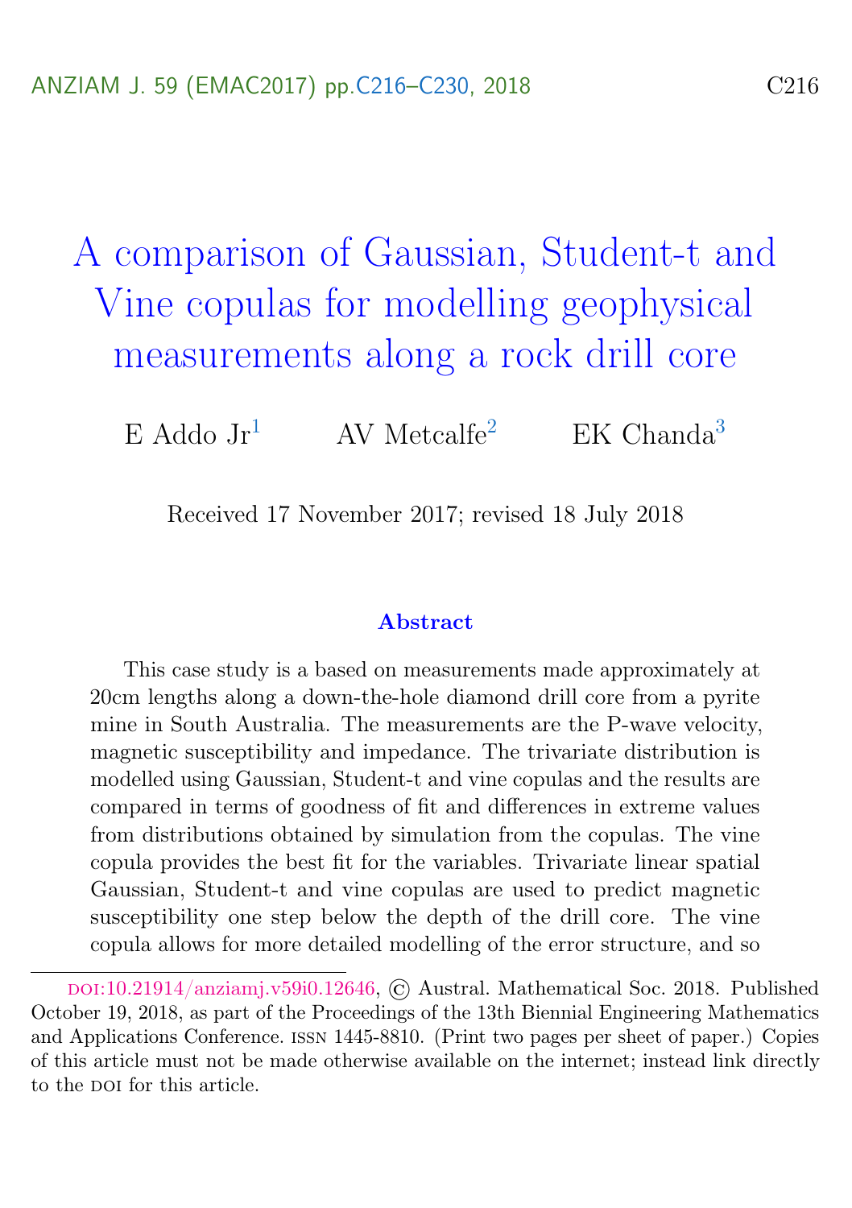# A comparison of Gaussian, Student-t and Vine copulas for modelling geophysical measurements along a rock drill core

E Addo Jr[1] AV Metcalfe[2] EK Chanda[3]

Received 17 November 2017; revised 18 July 2018

### Abstract

This case study is a based on measurements made approximately at 20cm lengths along a down-the-hole diamond drill core from a pyrite mine in South Australia. The measurements are the P-wave velocity, magnetic susceptibility and impedance. The trivariate distribution is modelled using Gaussian, Student-t and vine copulas and the results are compared in terms of goodness of fit and differences in extreme values from distributions obtained by simulation from the copulas. The vine copula provides the best fit for the variables. Trivariate linear spatial Gaussian, Student-t and vine copulas are used to predict magnetic susceptibility one step below the depth of the drill core. The vine copula allows for more detailed modelling of the error structure, and so

---

doi:10.21914/anziamj.v59i0.12646, © Austral. Mathematical Soc. 2018. Published October 19, 2018, as part of the Proceedings of the 13th Biennial Engineering Mathematics and Applications Conference. issn 1445-8810. (Print two pages per sheet of paper.) Copies of this article must not be made otherwise available on the internet; instead link directly to the doi for this article.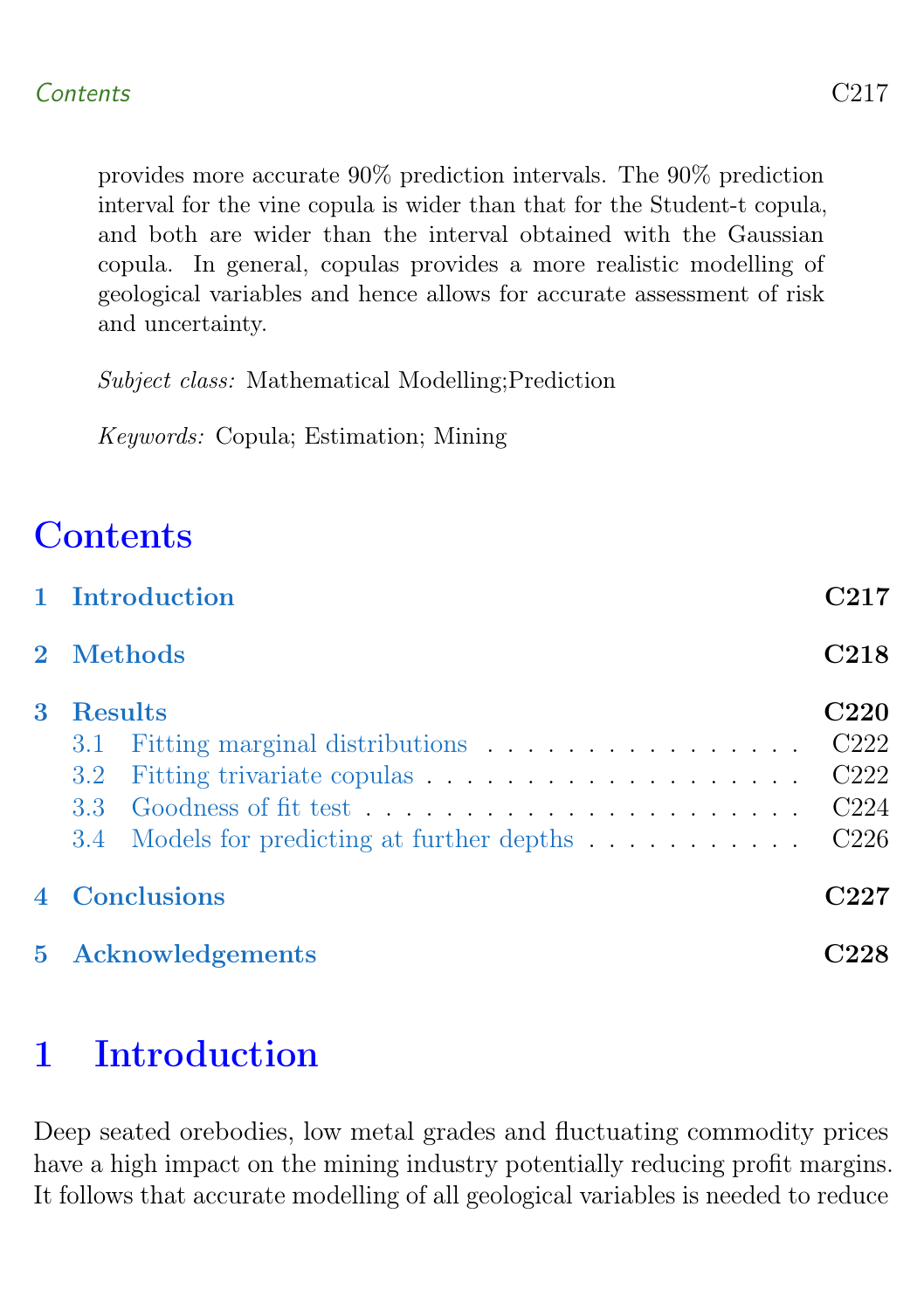provides more accurate 90% prediction intervals. The 90% prediction interval for the vine copula is wider than that for the Student-t copula, and both are wider than the interval obtained with the Gaussian copula. In general, copulas provides a more realistic modelling of geological variables and hence allows for accurate assessment of risk and uncertainty.

*Subject class:* Mathematical Modelling;Prediction

*Keywords:* Copula; Estimation; Mining

# Contents

- 1 Introduction — C217
- 2 Methods — C218
- 3 Results — C220
  - 3.1 Fitting marginal distributions — C222
  - 3.2 Fitting trivariate copulas — C222
  - 3.3 Goodness of fit test — C224
  - 3.4 Models for predicting at further depths — C226
- 4 Conclusions — C227
- 5 Acknowledgements — C228

# 1 Introduction

Deep seated orebodies, low metal grades and fluctuating commodity prices have a high impact on the mining industry potentially reducing profit margins. It follows that accurate modelling of all geological variables is needed to reduce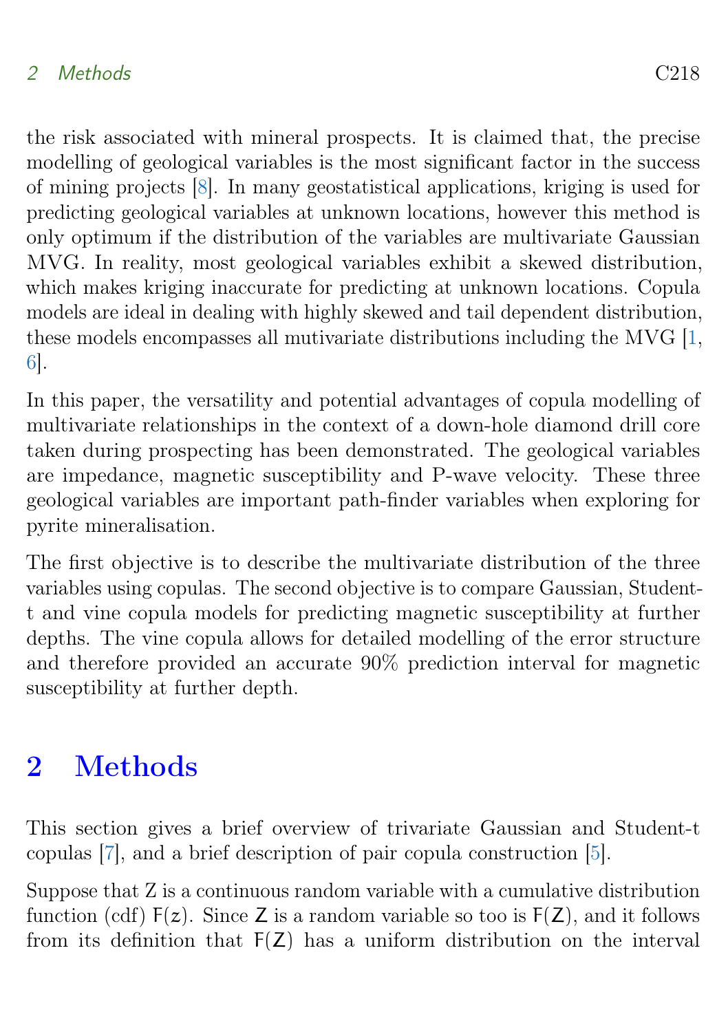the risk associated with mineral prospects. It is claimed that, the precise modelling of geological variables is the most significant factor in the success of mining projects [8]. In many geostatistical applications, kriging is used for predicting geological variables at unknown locations, however this method is only optimum if the distribution of the variables are multivariate Gaussian MVG. In reality, most geological variables exhibit a skewed distribution, which makes kriging inaccurate for predicting at unknown locations. Copula models are ideal in dealing with highly skewed and tail dependent distribution, these models encompasses all mutivariate distributions including the MVG [1, 6].

In this paper, the versatility and potential advantages of copula modelling of multivariate relationships in the context of a down-hole diamond drill core taken during prospecting has been demonstrated. The geological variables are impedance, magnetic susceptibility and P-wave velocity. These three geological variables are important path-finder variables when exploring for pyrite mineralisation.

The first objective is to describe the multivariate distribution of the three variables using copulas. The second objective is to compare Gaussian, Student-t and vine copula models for predicting magnetic susceptibility at further depths. The vine copula allows for detailed modelling of the error structure and therefore provided an accurate 90% prediction interval for magnetic susceptibility at further depth.

## 2 Methods

This section gives a brief overview of trivariate Gaussian and Student-t copulas [7], and a brief description of pair copula construction [5].

Suppose that Z is a continuous random variable with a cumulative distribution function (cdf) $F(z)$. Since $Z$ is a random variable so too is $F(Z)$, and it follows from its definition that $F(Z)$ has a uniform distribution on the interval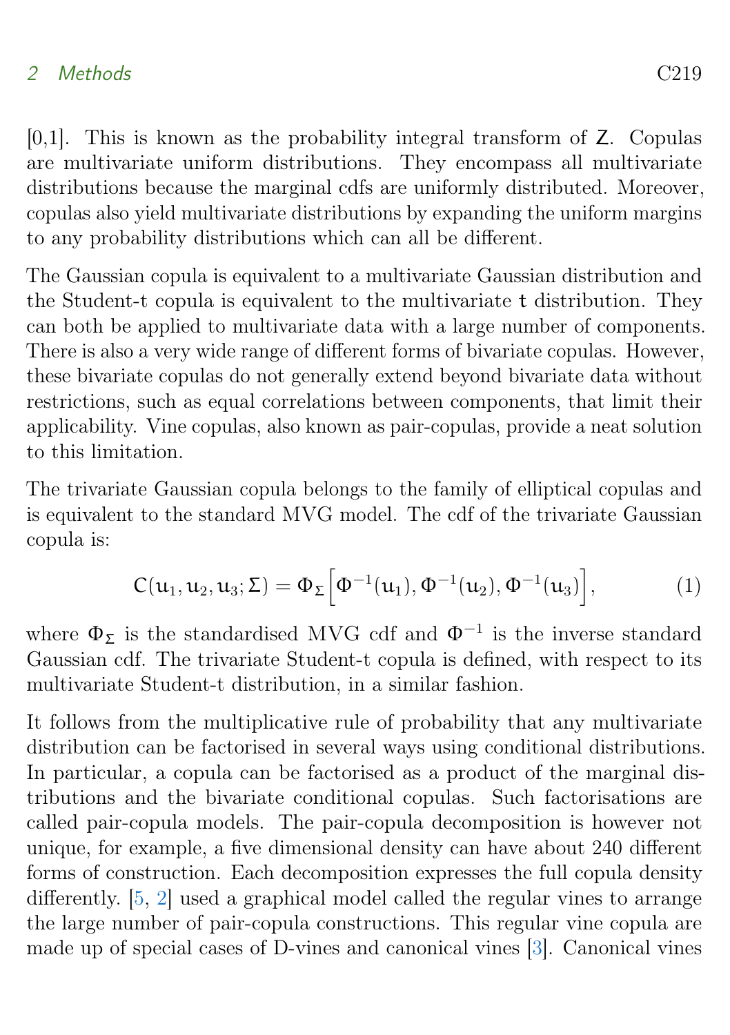[0,1]. This is known as the probability integral transform of $Z$. Copulas are multivariate uniform distributions. They encompass all multivariate distributions because the marginal cdfs are uniformly distributed. Moreover, copulas also yield multivariate distributions by expanding the uniform margins to any probability distributions which can all be different.

The Gaussian copula is equivalent to a multivariate Gaussian distribution and the Student-t copula is equivalent to the multivariate $t$ distribution. They can both be applied to multivariate data with a large number of components. There is also a very wide range of different forms of bivariate copulas. However, these bivariate copulas do not generally extend beyond bivariate data without restrictions, such as equal correlations between components, that limit their applicability. Vine copulas, also known as pair-copulas, provide a neat solution to this limitation.

The trivariate Gaussian copula belongs to the family of elliptical copulas and is equivalent to the standard MVG model. The cdf of the trivariate Gaussian copula is:

$$C(u_1, u_2, u_3; \Sigma) = \Phi_\Sigma \Big[ \Phi^{-1}(u_1), \Phi^{-1}(u_2), \Phi^{-1}(u_3) \Big], \tag{1}$$

where $\Phi_\Sigma$ is the standardised MVG cdf and $\Phi^{-1}$ is the inverse standard Gaussian cdf. The trivariate Student-t copula is defined, with respect to its multivariate Student-t distribution, in a similar fashion.

It follows from the multiplicative rule of probability that any multivariate distribution can be factorised in several ways using conditional distributions. In particular, a copula can be factorised as a product of the marginal distributions and the bivariate conditional copulas. Such factorisations are called pair-copula models. The pair-copula decomposition is however not unique, for example, a five dimensional density can have about 240 different forms of construction. Each decomposition expresses the full copula density differently. [5, 2] used a graphical model called the regular vines to arrange the large number of pair-copula constructions. This regular vine copula are made up of special cases of D-vines and canonical vines [3]. Canonical vines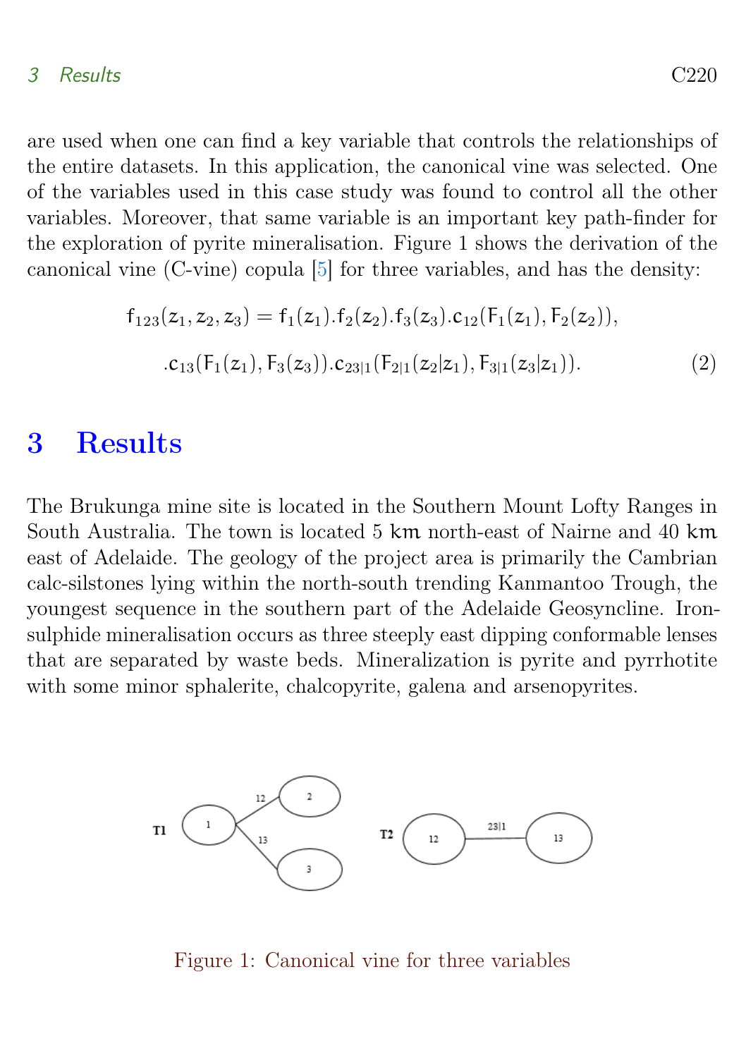are used when one can find a key variable that controls the relationships of the entire datasets. In this application, the canonical vine was selected. One of the variables used in this case study was found to control all the other variables. Moreover, that same variable is an important key path-finder for the exploration of pyrite mineralisation. Figure 1 shows the derivation of the canonical vine (C-vine) copula [5] for three variables, and has the density:

$$f_{123}(z_1, z_2, z_3) = f_1(z_1).f_2(z_2).f_3(z_3).c_{12}(F_1(z_1), F_2(z_2)),$$

$$.c_{13}(F_1(z_1), F_3(z_3)).c_{23|1}(F_{2|1}(z_2|z_1), F_{3|1}(z_3|z_1)). \quad (2)$$

# 3 Results

The Brukunga mine site is located in the Southern Mount Lofty Ranges in South Australia. The town is located 5 km north-east of Nairne and 40 km east of Adelaide. The geology of the project area is primarily the Cambrian calc-silstones lying within the north-south trending Kanmantoo Trough, the youngest sequence in the southern part of the Adelaide Geosyncline. Iron-sulphide mineralisation occurs as three steeply east dipping conformable lenses that are separated by waste beds. Mineralization is pyrite and pyrrhotite with some minor sphalerite, chalcopyrite, galena and arsenopyrites.

Figure 1: Canonical vine for three variables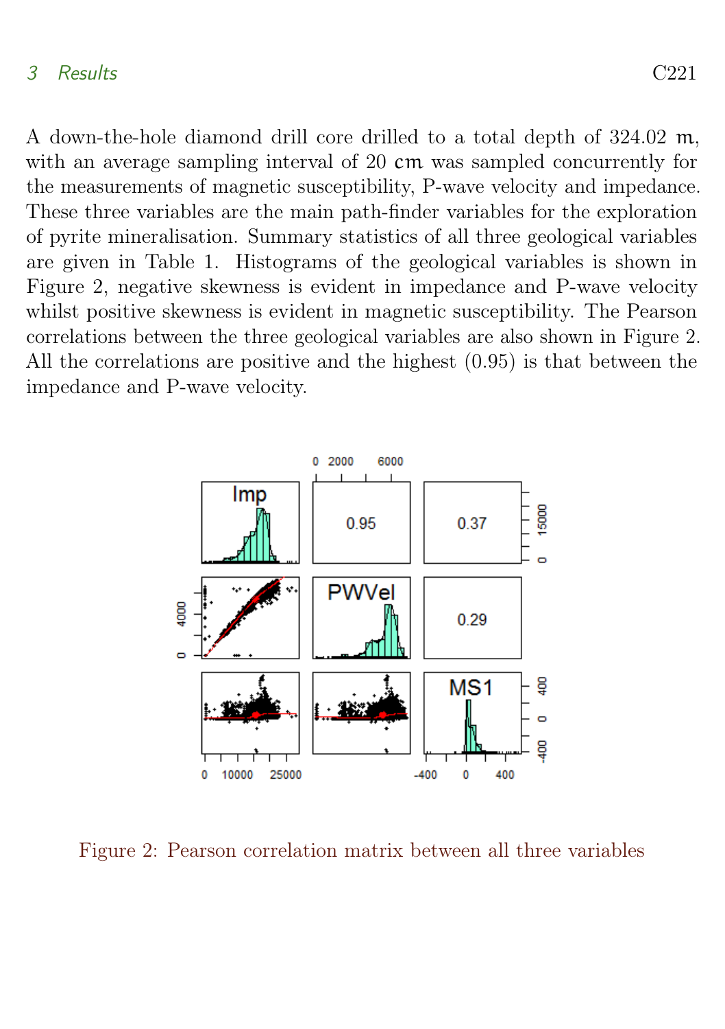A down-the-hole diamond drill core drilled to a total depth of 324.02 m, with an average sampling interval of 20 cm was sampled concurrently for the measurements of magnetic susceptibility, P-wave velocity and impedance. These three variables are the main path-finder variables for the exploration of pyrite mineralisation. Summary statistics of all three geological variables are given in Table 1. Histograms of the geological variables is shown in Figure 2, negative skewness is evident in impedance and P-wave velocity whilst positive skewness is evident in magnetic susceptibility. The Pearson correlations between the three geological variables are also shown in Figure 2. All the correlations are positive and the highest (0.95) is that between the impedance and P-wave velocity.

Figure 2: Pearson correlation matrix between all three variables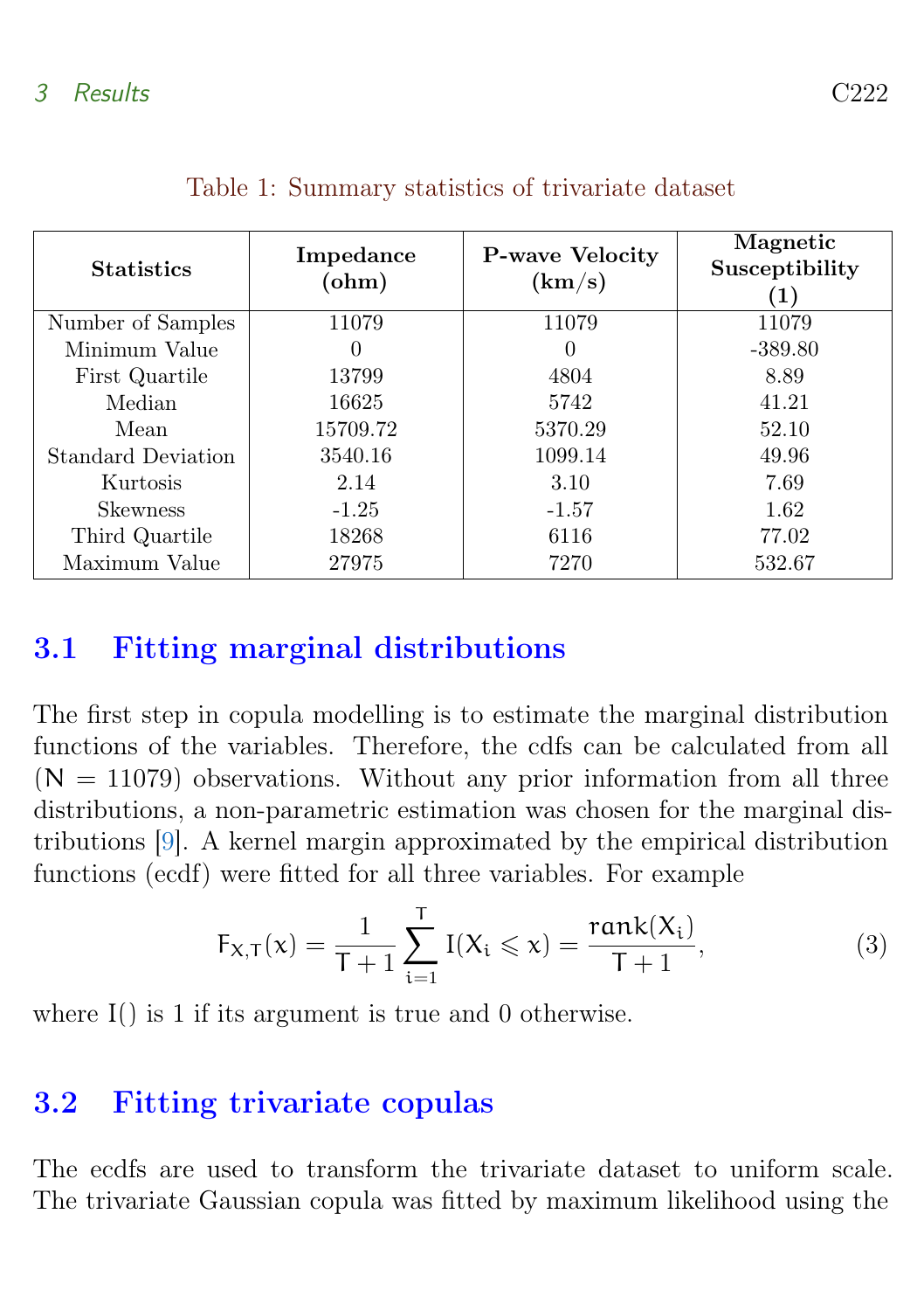Table 1: Summary statistics of trivariate dataset

| Statistics | Impedance (ohm) | P-wave Velocity (km/s) | Magnetic Susceptibility (1) |
|---|---|---|---|
| Number of Samples | 11079 | 11079 | 11079 |
| Minimum Value | 0 | 0 | -389.80 |
| First Quartile | 13799 | 4804 | 8.89 |
| Median | 16625 | 5742 | 41.21 |
| Mean | 15709.72 | 5370.29 | 52.10 |
| Standard Deviation | 3540.16 | 1099.14 | 49.96 |
| Kurtosis | 2.14 | 3.10 | 7.69 |
| Skewness | -1.25 | -1.57 | 1.62 |
| Third Quartile | 18268 | 6116 | 77.02 |
| Maximum Value | 27975 | 7270 | 532.67 |

## 3.1 Fitting marginal distributions

The first step in copula modelling is to estimate the marginal distribution functions of the variables. Therefore, the cdfs can be calculated from all ($N = 11079$) observations. Without any prior information from all three distributions, a non-parametric estimation was chosen for the marginal distributions [9]. A kernel margin approximated by the empirical distribution functions (ecdf) were fitted for all three variables. For example

$$F_{X,T}(x) = \frac{1}{T+1} \sum_{i=1}^{T} I(X_i \leqslant x) = \frac{\text{rank}(X_i)}{T+1}, \tag{3}$$

where I() is 1 if its argument is true and 0 otherwise.

## 3.2 Fitting trivariate copulas

The ecdfs are used to transform the trivariate dataset to uniform scale. The trivariate Gaussian copula was fitted by maximum likelihood using the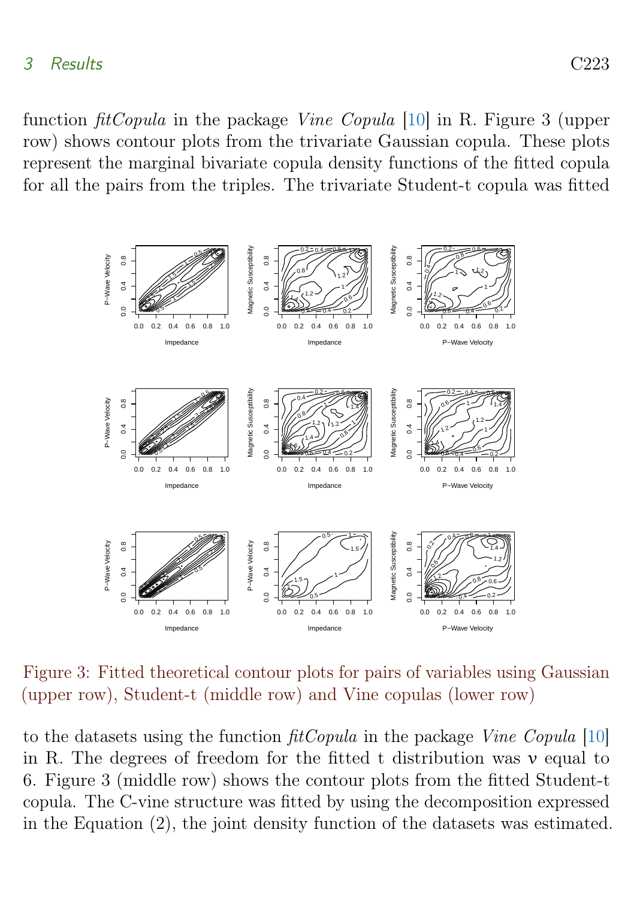function *fitCopula* in the package *Vine Copula* [10] in R. Figure 3 (upper row) shows contour plots from the trivariate Gaussian copula. These plots represent the marginal bivariate copula density functions of the fitted copula for all the pairs from the triples. The trivariate Student-t copula was fitted

Figure 3: Fitted theoretical contour plots for pairs of variables using Gaussian (upper row), Student-t (middle row) and Vine copulas (lower row)

to the datasets using the function *fitCopula* in the package *Vine Copula* [10] in R. The degrees of freedom for the fitted t distribution was $\nu$ equal to 6. Figure 3 (middle row) shows the contour plots from the fitted Student-t copula. The C-vine structure was fitted by using the decomposition expressed in the Equation (2), the joint density function of the datasets was estimated.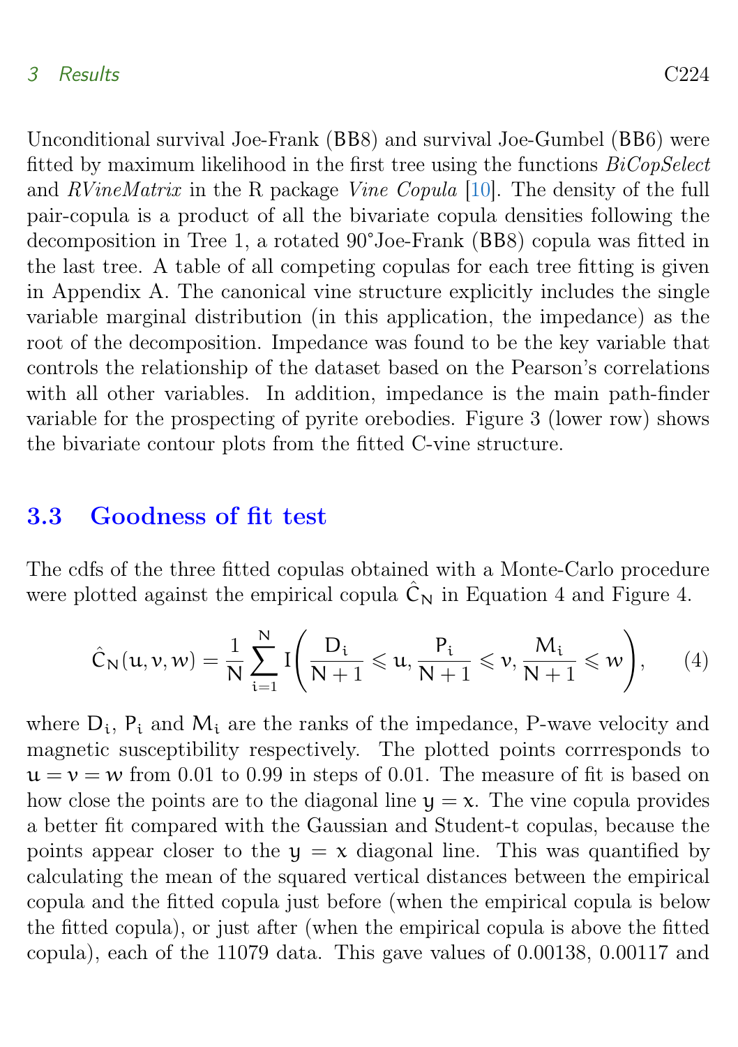Unconditional survival Joe-Frank (BB8) and survival Joe-Gumbel (BB6) were fitted by maximum likelihood in the first tree using the functions *BiCopSelect* and *RVineMatrix* in the R package *Vine Copula* [10]. The density of the full pair-copula is a product of all the bivariate copula densities following the decomposition in Tree 1, a rotated 90°Joe-Frank (BB8) copula was fitted in the last tree. A table of all competing copulas for each tree fitting is given in Appendix A. The canonical vine structure explicitly includes the single variable marginal distribution (in this application, the impedance) as the root of the decomposition. Impedance was found to be the key variable that controls the relationship of the dataset based on the Pearson's correlations with all other variables. In addition, impedance is the main path-finder variable for the prospecting of pyrite orebodies. Figure 3 (lower row) shows the bivariate contour plots from the fitted C-vine structure.

### 3.3 Goodness of fit test

The cdfs of the three fitted copulas obtained with a Monte-Carlo procedure were plotted against the empirical copula $\hat{C}_N$ in Equation 4 and Figure 4.

$$\hat{C}_N(u, v, w) = \frac{1}{N} \sum_{i=1}^{N} I\left(\frac{D_i}{N+1} \leqslant u, \frac{P_i}{N+1} \leqslant v, \frac{M_i}{N+1} \leqslant w\right), \qquad (4)$$

where $D_i$, $P_i$ and $M_i$ are the ranks of the impedance, P-wave velocity and magnetic susceptibility respectively. The plotted points corrresponds to $u = v = w$ from 0.01 to 0.99 in steps of 0.01. The measure of fit is based on how close the points are to the diagonal line $y = x$. The vine copula provides a better fit compared with the Gaussian and Student-t copulas, because the points appear closer to the $y = x$ diagonal line. This was quantified by calculating the mean of the squared vertical distances between the empirical copula and the fitted copula just before (when the empirical copula is below the fitted copula), or just after (when the empirical copula is above the fitted copula), each of the 11079 data. This gave values of 0.00138, 0.00117 and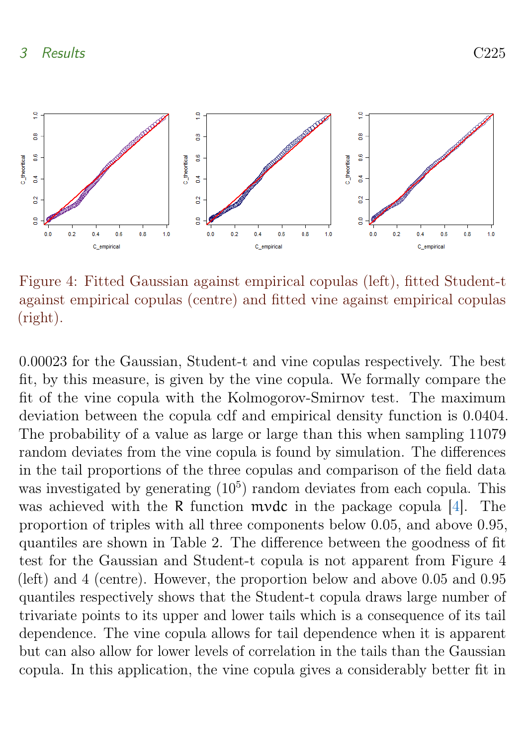Figure 4: Fitted Gaussian against empirical copulas (left), fitted Student-t against empirical copulas (centre) and fitted vine against empirical copulas (right).

0.00023 for the Gaussian, Student-t and vine copulas respectively. The best fit, by this measure, is given by the vine copula. We formally compare the fit of the vine copula with the Kolmogorov-Smirnov test. The maximum deviation between the copula cdf and empirical density function is 0.0404. The probability of a value as large or large than this when sampling 11079 random deviates from the vine copula is found by simulation. The differences in the tail proportions of the three copulas and comparison of the field data was investigated by generating ($10^5$) random deviates from each copula. This was achieved with the R function mvdc in the package copula [4]. The proportion of triples with all three components below 0.05, and above 0.95, quantiles are shown in Table 2. The difference between the goodness of fit test for the Gaussian and Student-t copula is not apparent from Figure 4 (left) and 4 (centre). However, the proportion below and above 0.05 and 0.95 quantiles respectively shows that the Student-t copula draws large number of trivariate points to its upper and lower tails which is a consequence of its tail dependence. The vine copula allows for tail dependence when it is apparent but can also allow for lower levels of correlation in the tails than the Gaussian copula. In this application, the vine copula gives a considerably better fit in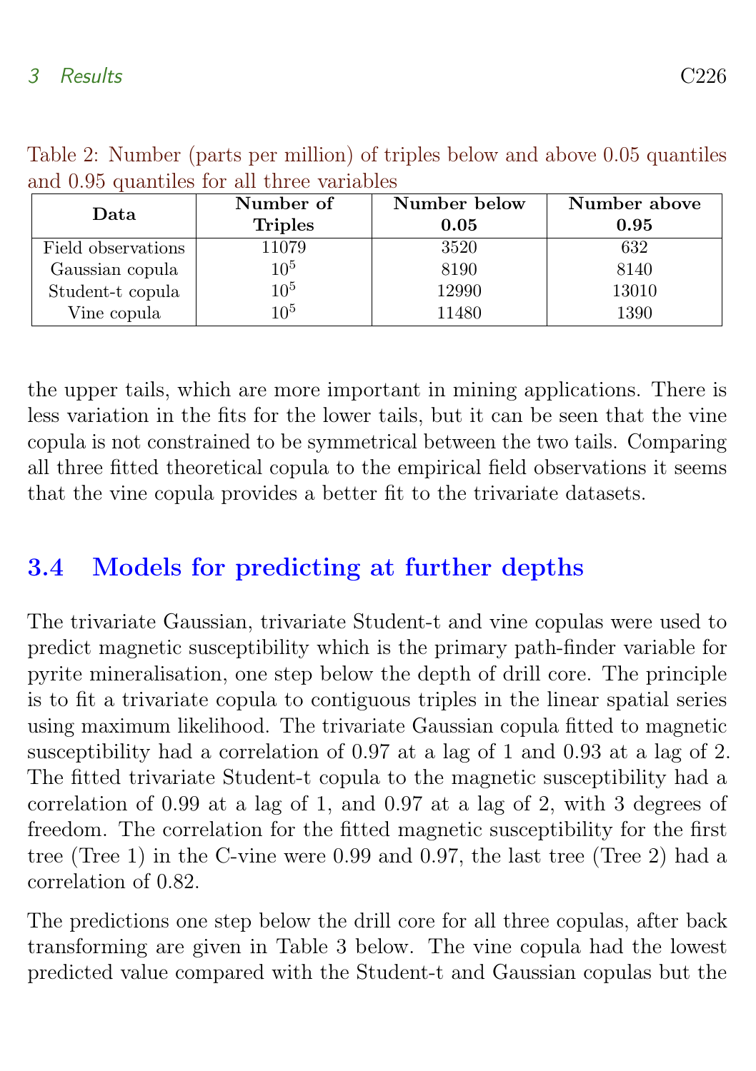Table 2: Number (parts per million) of triples below and above 0.05 quantiles and 0.95 quantiles for all three variables

| **Data** | **Number of Triples** | **Number below 0.05** | **Number above 0.95** |
|---|---|---|---|
| Field observations | 11079 | 3520 | 632 |
| Gaussian copula | $10^5$ | 8190 | 8140 |
| Student-t copula | $10^5$ | 12990 | 13010 |
| Vine copula | $10^5$ | 11480 | 1390 |

the upper tails, which are more important in mining applications. There is less variation in the fits for the lower tails, but it can be seen that the vine copula is not constrained to be symmetrical between the two tails. Comparing all three fitted theoretical copula to the empirical field observations it seems that the vine copula provides a better fit to the trivariate datasets.

## 3.4 Models for predicting at further depths

The trivariate Gaussian, trivariate Student-t and vine copulas were used to predict magnetic susceptibility which is the primary path-finder variable for pyrite mineralisation, one step below the depth of drill core. The principle is to fit a trivariate copula to contiguous triples in the linear spatial series using maximum likelihood. The trivariate Gaussian copula fitted to magnetic susceptibility had a correlation of 0.97 at a lag of 1 and 0.93 at a lag of 2. The fitted trivariate Student-t copula to the magnetic susceptibility had a correlation of 0.99 at a lag of 1, and 0.97 at a lag of 2, with 3 degrees of freedom. The correlation for the fitted magnetic susceptibility for the first tree (Tree 1) in the C-vine were 0.99 and 0.97, the last tree (Tree 2) had a correlation of 0.82.

The predictions one step below the drill core for all three copulas, after back transforming are given in Table 3 below. The vine copula had the lowest predicted value compared with the Student-t and Gaussian copulas but the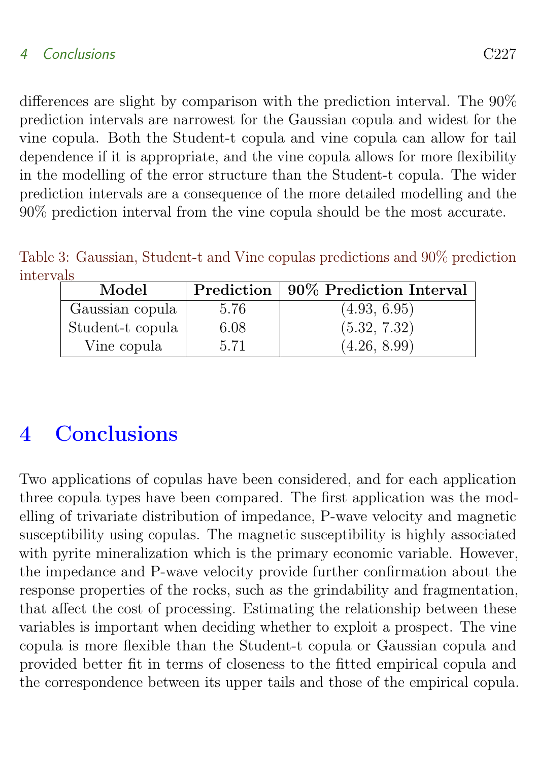differences are slight by comparison with the prediction interval. The 90% prediction intervals are narrowest for the Gaussian copula and widest for the vine copula. Both the Student-t copula and vine copula can allow for tail dependence if it is appropriate, and the vine copula allows for more flexibility in the modelling of the error structure than the Student-t copula. The wider prediction intervals are a consequence of the more detailed modelling and the 90% prediction interval from the vine copula should be the most accurate.

Table 3: Gaussian, Student-t and Vine copulas predictions and 90% prediction intervals

| **Model** | **Prediction** | **90% Prediction Interval** |
|---|---|---|
| Gaussian copula | 5.76 | (4.93, 6.95) |
| Student-t copula | 6.08 | (5.32, 7.32) |
| Vine copula | 5.71 | (4.26, 8.99) |

# 4 Conclusions

Two applications of copulas have been considered, and for each application three copula types have been compared. The first application was the modelling of trivariate distribution of impedance, P-wave velocity and magnetic susceptibility using copulas. The magnetic susceptibility is highly associated with pyrite mineralization which is the primary economic variable. However, the impedance and P-wave velocity provide further confirmation about the response properties of the rocks, such as the grindability and fragmentation, that affect the cost of processing. Estimating the relationship between these variables is important when deciding whether to exploit a prospect. The vine copula is more flexible than the Student-t copula or Gaussian copula and provided better fit in terms of closeness to the fitted empirical copula and the correspondence between its upper tails and those of the empirical copula.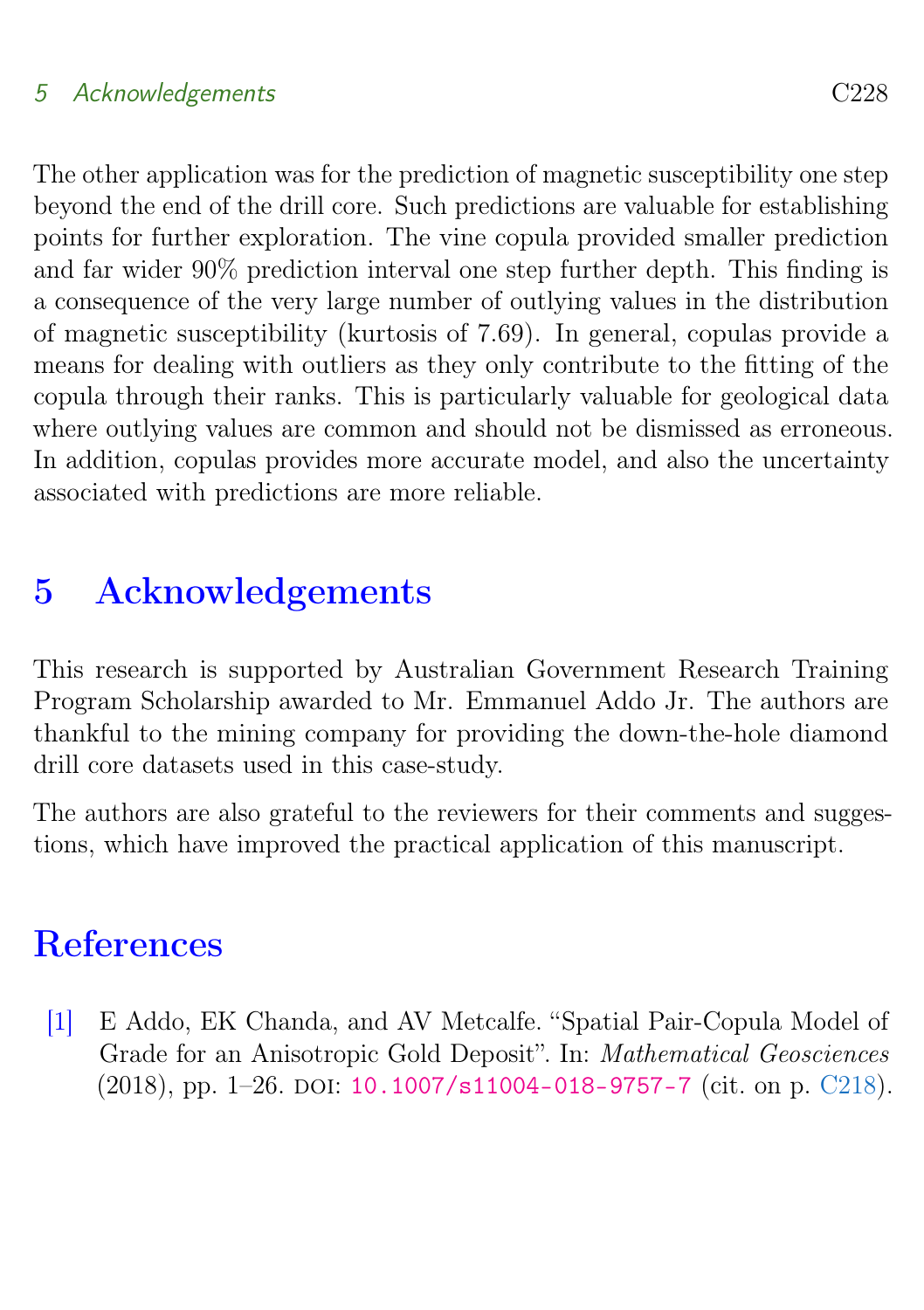The other application was for the prediction of magnetic susceptibility one step beyond the end of the drill core. Such predictions are valuable for establishing points for further exploration. The vine copula provided smaller prediction and far wider 90% prediction interval one step further depth. This finding is a consequence of the very large number of outlying values in the distribution of magnetic susceptibility (kurtosis of 7.69). In general, copulas provide a means for dealing with outliers as they only contribute to the fitting of the copula through their ranks. This is particularly valuable for geological data where outlying values are common and should not be dismissed as erroneous. In addition, copulas provides more accurate model, and also the uncertainty associated with predictions are more reliable.

# 5 Acknowledgements

This research is supported by Australian Government Research Training Program Scholarship awarded to Mr. Emmanuel Addo Jr. The authors are thankful to the mining company for providing the down-the-hole diamond drill core datasets used in this case-study.

The authors are also grateful to the reviewers for their comments and suggestions, which have improved the practical application of this manuscript.

# References

[1] E Addo, EK Chanda, and AV Metcalfe. "Spatial Pair-Copula Model of Grade for an Anisotropic Gold Deposit". In: *Mathematical Geosciences* (2018), pp. 1–26. DOI: 10.1007/s11004-018-9757-7 (cit. on p. C218).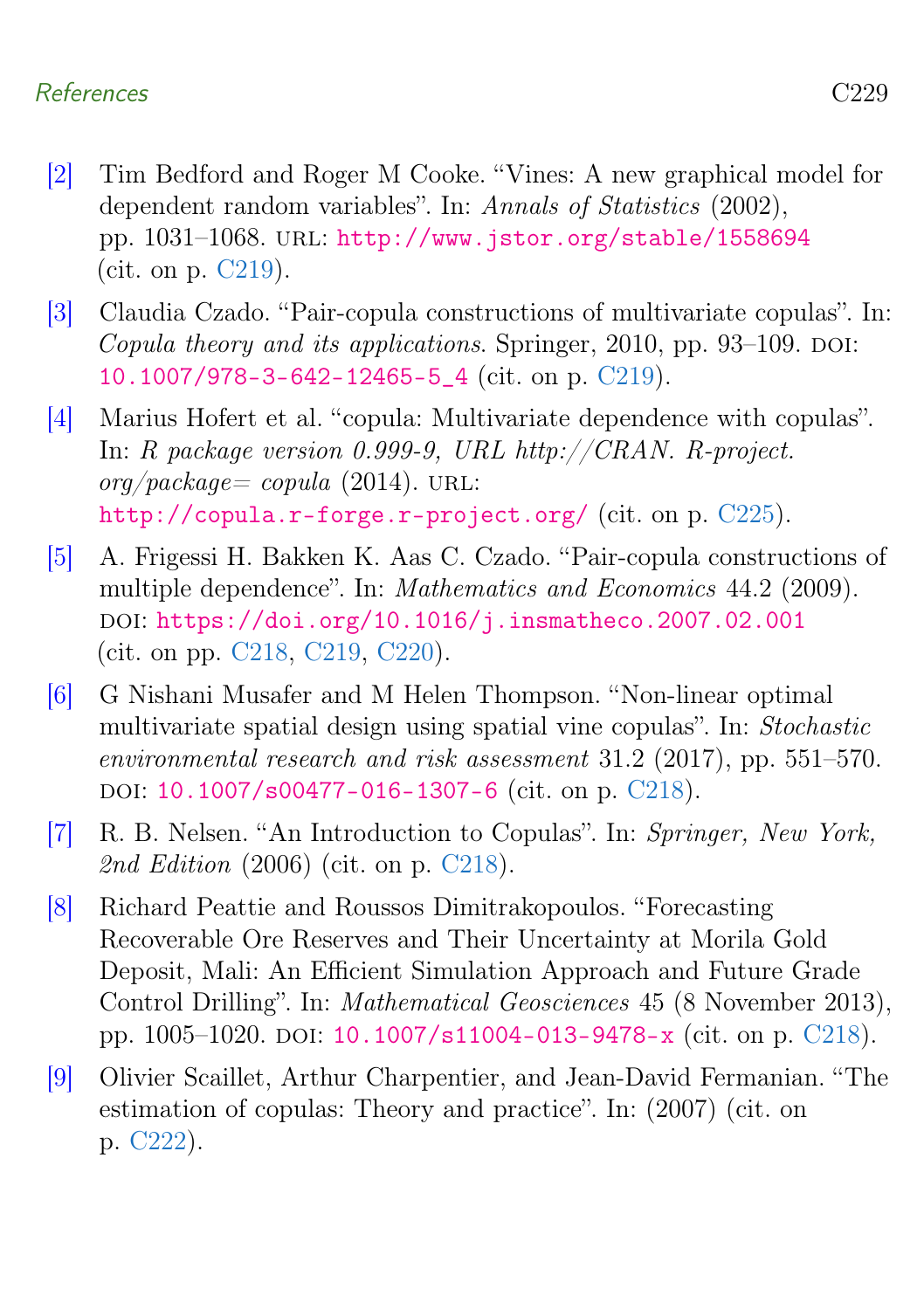[2] Tim Bedford and Roger M Cooke. "Vines: A new graphical model for dependent random variables". In: *Annals of Statistics* (2002), pp. 1031–1068. URL: http://www.jstor.org/stable/1558694 (cit. on p. C219).

[3] Claudia Czado. "Pair-copula constructions of multivariate copulas". In: *Copula theory and its applications*. Springer, 2010, pp. 93–109. DOI: 10.1007/978-3-642-12465-5_4 (cit. on p. C219).

[4] Marius Hofert et al. "copula: Multivariate dependence with copulas". In: *R package version 0.999-9, URL http://CRAN. R-project. org/package= copula* (2014). URL: http://copula.r-forge.r-project.org/ (cit. on p. C225).

[5] A. Frigessi H. Bakken K. Aas C. Czado. "Pair-copula constructions of multiple dependence". In: *Mathematics and Economics* 44.2 (2009). DOI: https://doi.org/10.1016/j.insmatheco.2007.02.001 (cit. on pp. C218, C219, C220).

[6] G Nishani Musafer and M Helen Thompson. "Non-linear optimal multivariate spatial design using spatial vine copulas". In: *Stochastic environmental research and risk assessment* 31.2 (2017), pp. 551–570. DOI: 10.1007/s00477-016-1307-6 (cit. on p. C218).

[7] R. B. Nelsen. "An Introduction to Copulas". In: *Springer, New York, 2nd Edition* (2006) (cit. on p. C218).

[8] Richard Peattie and Roussos Dimitrakopoulos. "Forecasting Recoverable Ore Reserves and Their Uncertainty at Morila Gold Deposit, Mali: An Efficient Simulation Approach and Future Grade Control Drilling". In: *Mathematical Geosciences* 45 (8 November 2013), pp. 1005–1020. DOI: 10.1007/s11004-013-9478-x (cit. on p. C218).

[9] Olivier Scaillet, Arthur Charpentier, and Jean-David Fermanian. "The estimation of copulas: Theory and practice". In: (2007) (cit. on p. C222).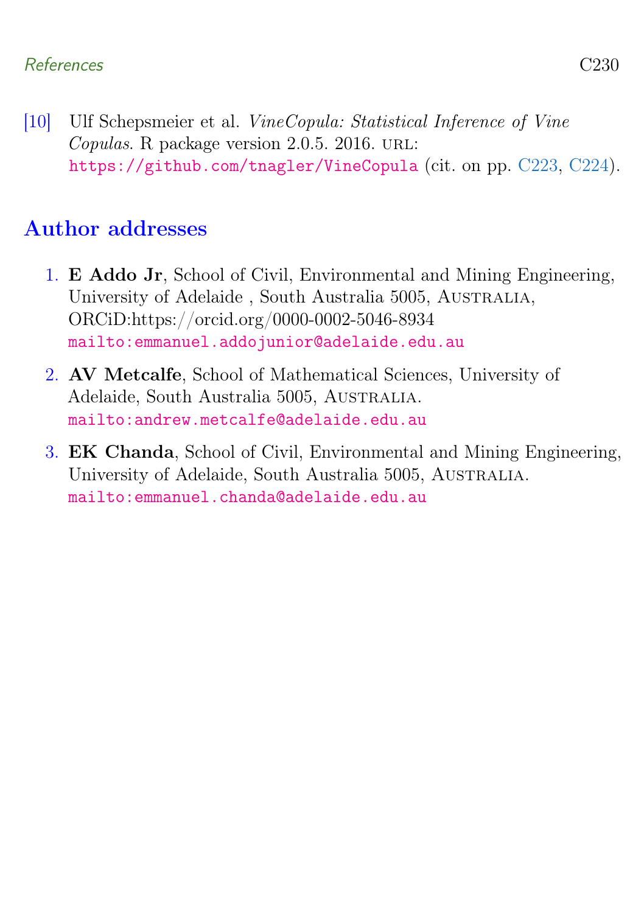[10] Ulf Schepsmeier et al. *VineCopula: Statistical Inference of Vine Copulas*. R package version 2.0.5. 2016. URL: https://github.com/tnagler/VineCopula (cit. on pp. C223, C224).

## Author addresses

1. **E Addo Jr**, School of Civil, Environmental and Mining Engineering, University of Adelaide , South Australia 5005, Australia, ORCiD:https://orcid.org/0000-0002-5046-8934
   mailto:emmanuel.addojunior@adelaide.edu.au
2. **AV Metcalfe**, School of Mathematical Sciences, University of Adelaide, South Australia 5005, Australia.
   mailto:andrew.metcalfe@adelaide.edu.au
3. **EK Chanda**, School of Civil, Environmental and Mining Engineering, University of Adelaide, South Australia 5005, Australia.
   mailto:emmanuel.chanda@adelaide.edu.au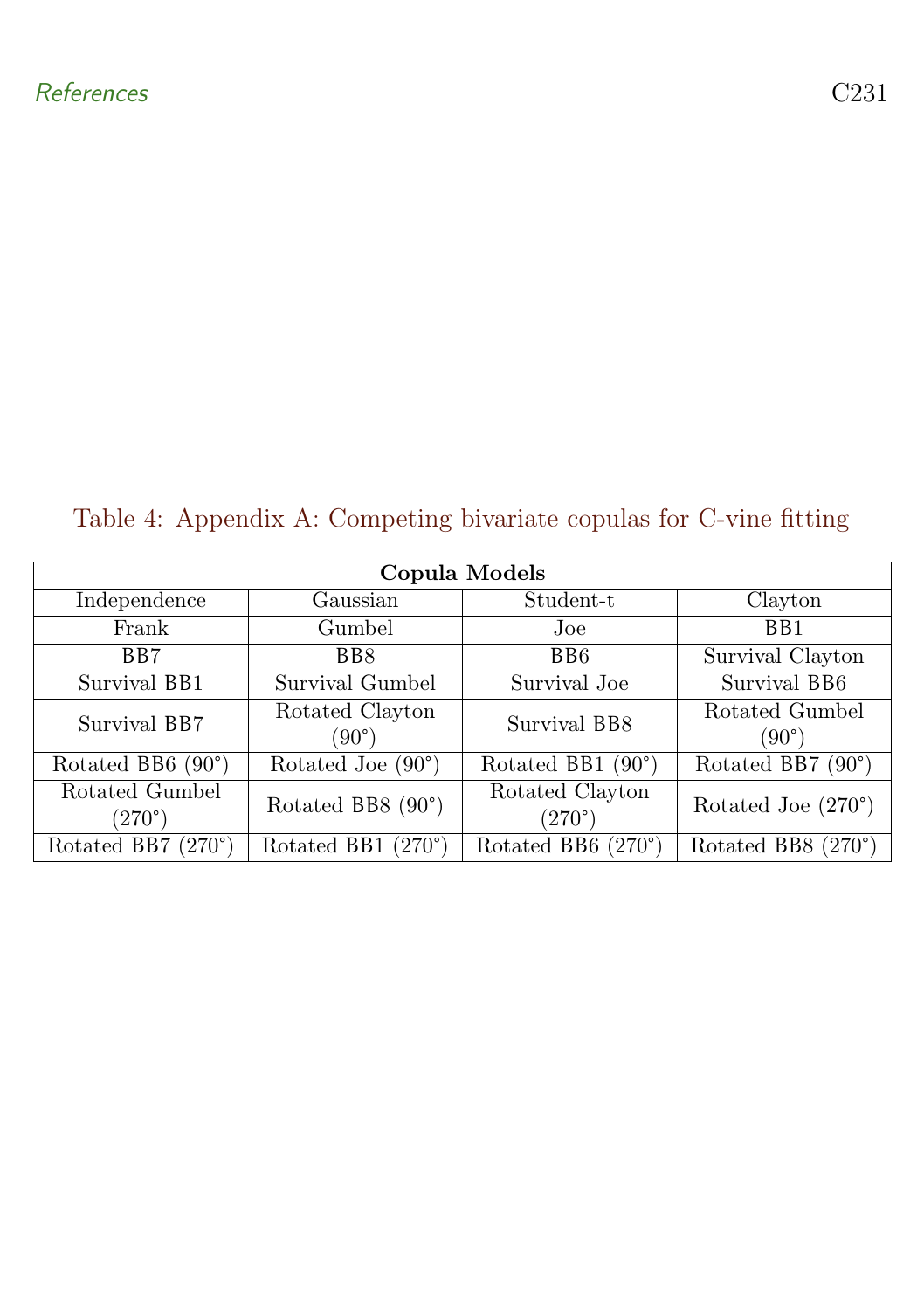Table 4: Appendix A: Competing bivariate copulas for C-vine fitting

| **Copula Models** | | | |
|---|---|---|---|
| Independence | Gaussian | Student-t | Clayton |
| Frank | Gumbel | Joe | BB1 |
| BB7 | BB8 | BB6 | Survival Clayton |
| Survival BB1 | Survival Gumbel | Survival Joe | Survival BB6 |
| Survival BB7 | Rotated Clayton (90°) | Survival BB8 | Rotated Gumbel (90°) |
| Rotated BB6 (90°) | Rotated Joe (90°) | Rotated BB1 (90°) | Rotated BB7 (90°) |
| Rotated Gumbel (270°) | Rotated BB8 (90°) | Rotated Clayton (270°) | Rotated Joe (270°) |
| Rotated BB7 (270°) | Rotated BB1 (270°) | Rotated BB6 (270°) | Rotated BB8 (270°) |